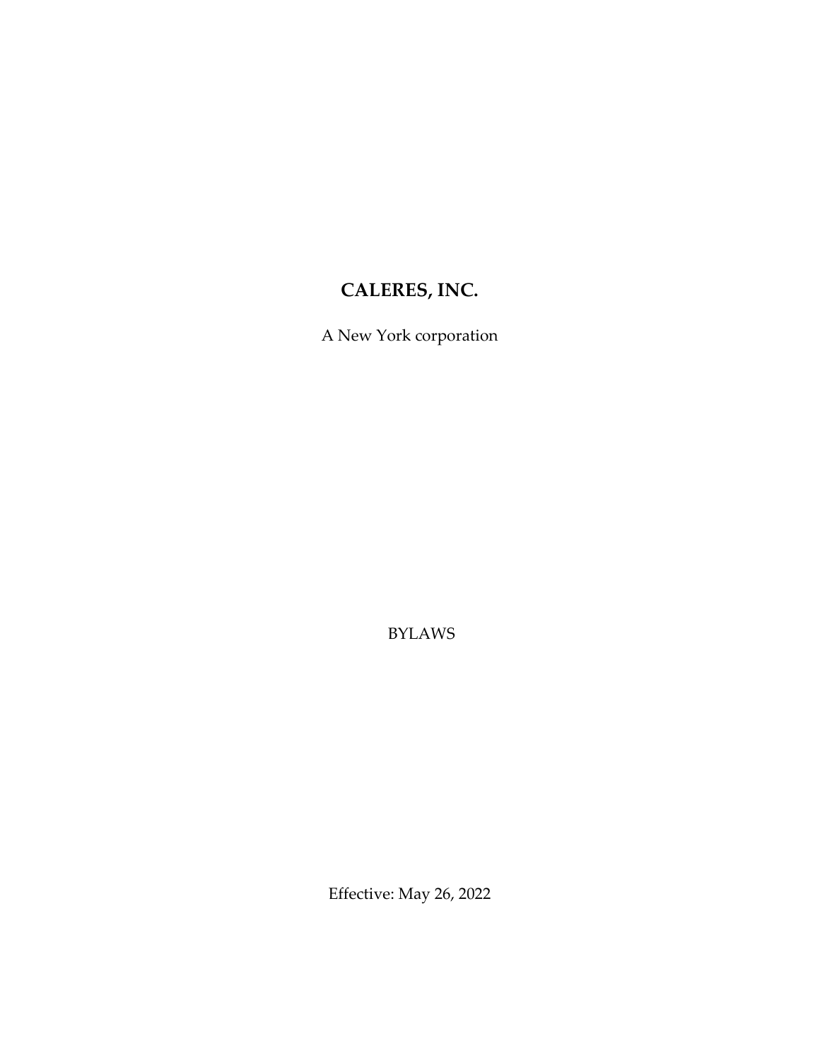# CALERES, INC.

A New York corporation

BYLAWS

Effective: May 26, 2022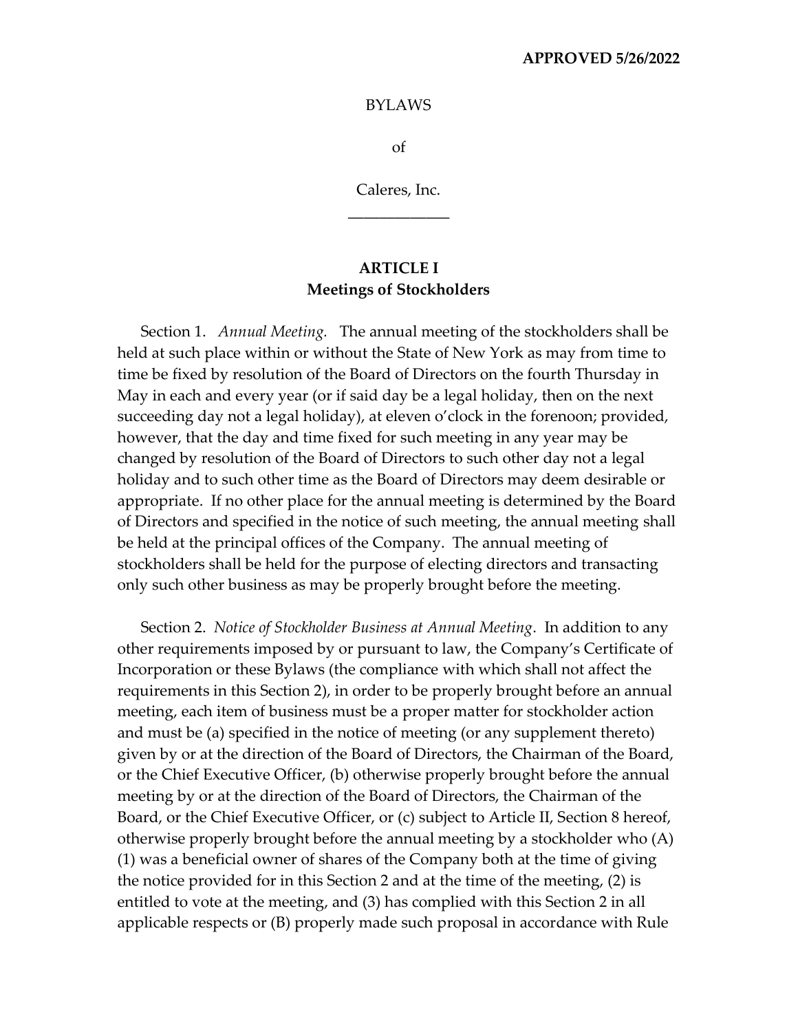**APPROVED 5/26/2022**

BYLAWS

of

Caleres, Inc.

\_\_\_\_\_\_\_\_\_\_\_\_\_

## ARTICLE I
## Meetings of Stockholders

Section 1. *Annual Meeting.* The annual meeting of the stockholders shall be held at such place within or without the State of New York as may from time to time be fixed by resolution of the Board of Directors on the fourth Thursday in May in each and every year (or if said day be a legal holiday, then on the next succeeding day not a legal holiday), at eleven o'clock in the forenoon; provided, however, that the day and time fixed for such meeting in any year may be changed by resolution of the Board of Directors to such other day not a legal holiday and to such other time as the Board of Directors may deem desirable or appropriate. If no other place for the annual meeting is determined by the Board of Directors and specified in the notice of such meeting, the annual meeting shall be held at the principal offices of the Company. The annual meeting of stockholders shall be held for the purpose of electing directors and transacting only such other business as may be properly brought before the meeting.

Section 2. *Notice of Stockholder Business at Annual Meeting*. In addition to any other requirements imposed by or pursuant to law, the Company's Certificate of Incorporation or these Bylaws (the compliance with which shall not affect the requirements in this Section 2), in order to be properly brought before an annual meeting, each item of business must be a proper matter for stockholder action and must be (a) specified in the notice of meeting (or any supplement thereto) given by or at the direction of the Board of Directors, the Chairman of the Board, or the Chief Executive Officer, (b) otherwise properly brought before the annual meeting by or at the direction of the Board of Directors, the Chairman of the Board, or the Chief Executive Officer, or (c) subject to Article II, Section 8 hereof, otherwise properly brought before the annual meeting by a stockholder who (A) (1) was a beneficial owner of shares of the Company both at the time of giving the notice provided for in this Section 2 and at the time of the meeting, (2) is entitled to vote at the meeting, and (3) has complied with this Section 2 in all applicable respects or (B) properly made such proposal in accordance with Rule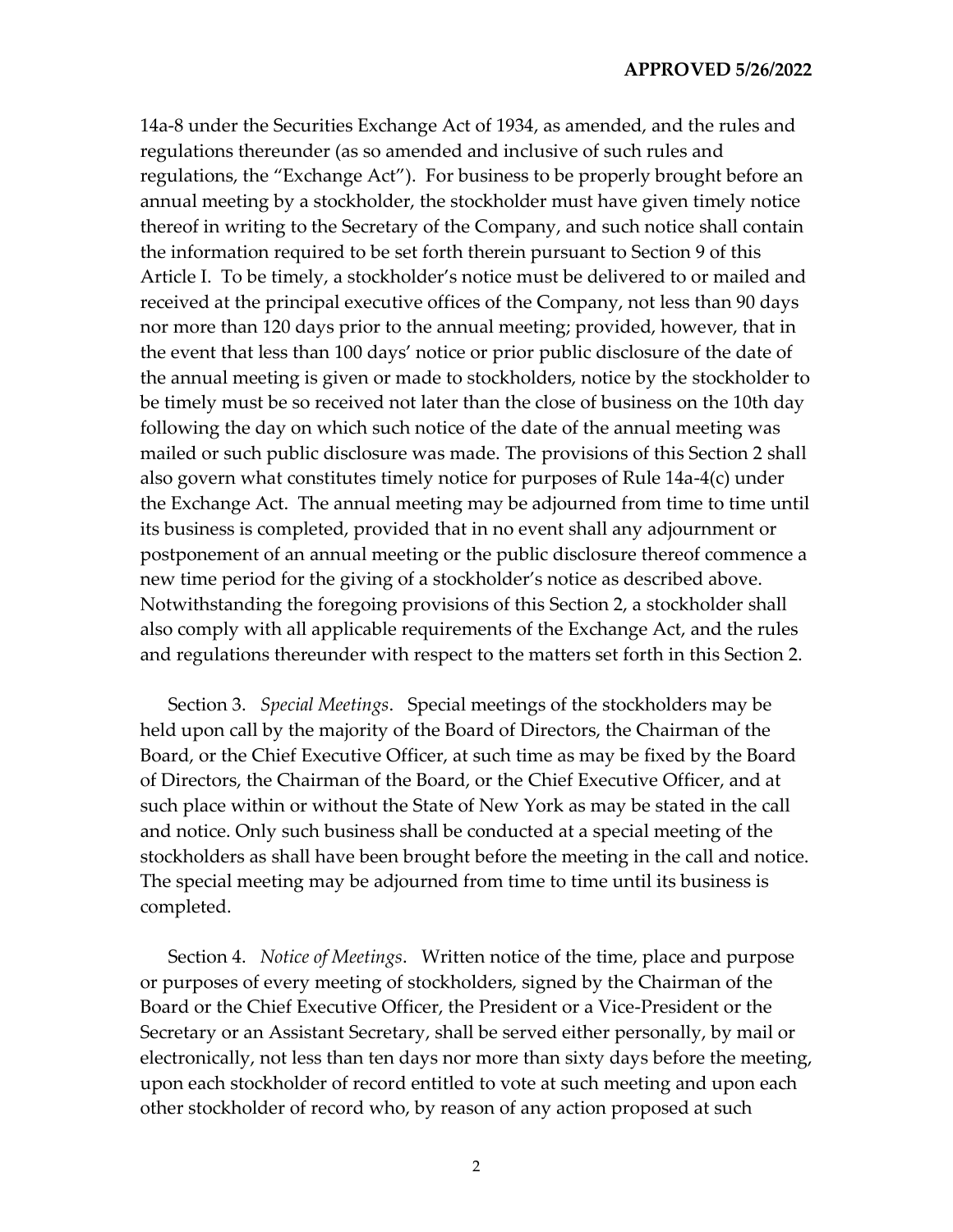14a-8 under the Securities Exchange Act of 1934, as amended, and the rules and regulations thereunder (as so amended and inclusive of such rules and regulations, the "Exchange Act"). For business to be properly brought before an annual meeting by a stockholder, the stockholder must have given timely notice thereof in writing to the Secretary of the Company, and such notice shall contain the information required to be set forth therein pursuant to Section 9 of this Article I. To be timely, a stockholder's notice must be delivered to or mailed and received at the principal executive offices of the Company, not less than 90 days nor more than 120 days prior to the annual meeting; provided, however, that in the event that less than 100 days' notice or prior public disclosure of the date of the annual meeting is given or made to stockholders, notice by the stockholder to be timely must be so received not later than the close of business on the 10th day following the day on which such notice of the date of the annual meeting was mailed or such public disclosure was made. The provisions of this Section 2 shall also govern what constitutes timely notice for purposes of Rule 14a-4(c) under the Exchange Act. The annual meeting may be adjourned from time to time until its business is completed, provided that in no event shall any adjournment or postponement of an annual meeting or the public disclosure thereof commence a new time period for the giving of a stockholder's notice as described above. Notwithstanding the foregoing provisions of this Section 2, a stockholder shall also comply with all applicable requirements of the Exchange Act, and the rules and regulations thereunder with respect to the matters set forth in this Section 2.

Section 3. *Special Meetings*. Special meetings of the stockholders may be held upon call by the majority of the Board of Directors, the Chairman of the Board, or the Chief Executive Officer, at such time as may be fixed by the Board of Directors, the Chairman of the Board, or the Chief Executive Officer, and at such place within or without the State of New York as may be stated in the call and notice. Only such business shall be conducted at a special meeting of the stockholders as shall have been brought before the meeting in the call and notice. The special meeting may be adjourned from time to time until its business is completed.

Section 4. *Notice of Meetings*. Written notice of the time, place and purpose or purposes of every meeting of stockholders, signed by the Chairman of the Board or the Chief Executive Officer, the President or a Vice-President or the Secretary or an Assistant Secretary, shall be served either personally, by mail or electronically, not less than ten days nor more than sixty days before the meeting, upon each stockholder of record entitled to vote at such meeting and upon each other stockholder of record who, by reason of any action proposed at such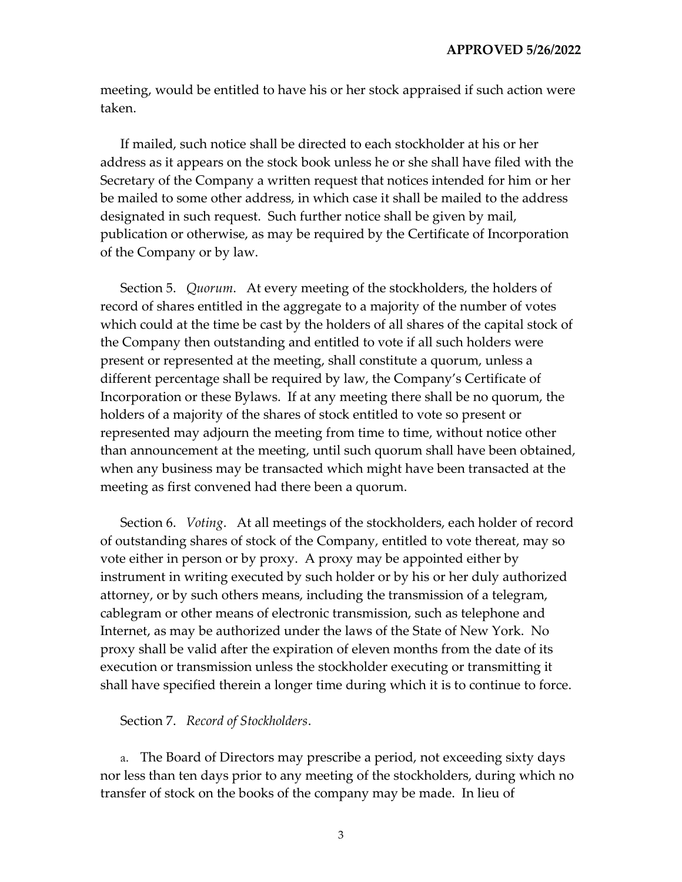meeting, would be entitled to have his or her stock appraised if such action were taken.

If mailed, such notice shall be directed to each stockholder at his or her address as it appears on the stock book unless he or she shall have filed with the Secretary of the Company a written request that notices intended for him or her be mailed to some other address, in which case it shall be mailed to the address designated in such request. Such further notice shall be given by mail, publication or otherwise, as may be required by the Certificate of Incorporation of the Company or by law.

Section 5. *Quorum*. At every meeting of the stockholders, the holders of record of shares entitled in the aggregate to a majority of the number of votes which could at the time be cast by the holders of all shares of the capital stock of the Company then outstanding and entitled to vote if all such holders were present or represented at the meeting, shall constitute a quorum, unless a different percentage shall be required by law, the Company's Certificate of Incorporation or these Bylaws. If at any meeting there shall be no quorum, the holders of a majority of the shares of stock entitled to vote so present or represented may adjourn the meeting from time to time, without notice other than announcement at the meeting, until such quorum shall have been obtained, when any business may be transacted which might have been transacted at the meeting as first convened had there been a quorum.

Section 6. *Voting*. At all meetings of the stockholders, each holder of record of outstanding shares of stock of the Company, entitled to vote thereat, may so vote either in person or by proxy. A proxy may be appointed either by instrument in writing executed by such holder or by his or her duly authorized attorney, or by such others means, including the transmission of a telegram, cablegram or other means of electronic transmission, such as telephone and Internet, as may be authorized under the laws of the State of New York. No proxy shall be valid after the expiration of eleven months from the date of its execution or transmission unless the stockholder executing or transmitting it shall have specified therein a longer time during which it is to continue to force.

Section 7. *Record of Stockholders*.

a. The Board of Directors may prescribe a period, not exceeding sixty days nor less than ten days prior to any meeting of the stockholders, during which no transfer of stock on the books of the company may be made. In lieu of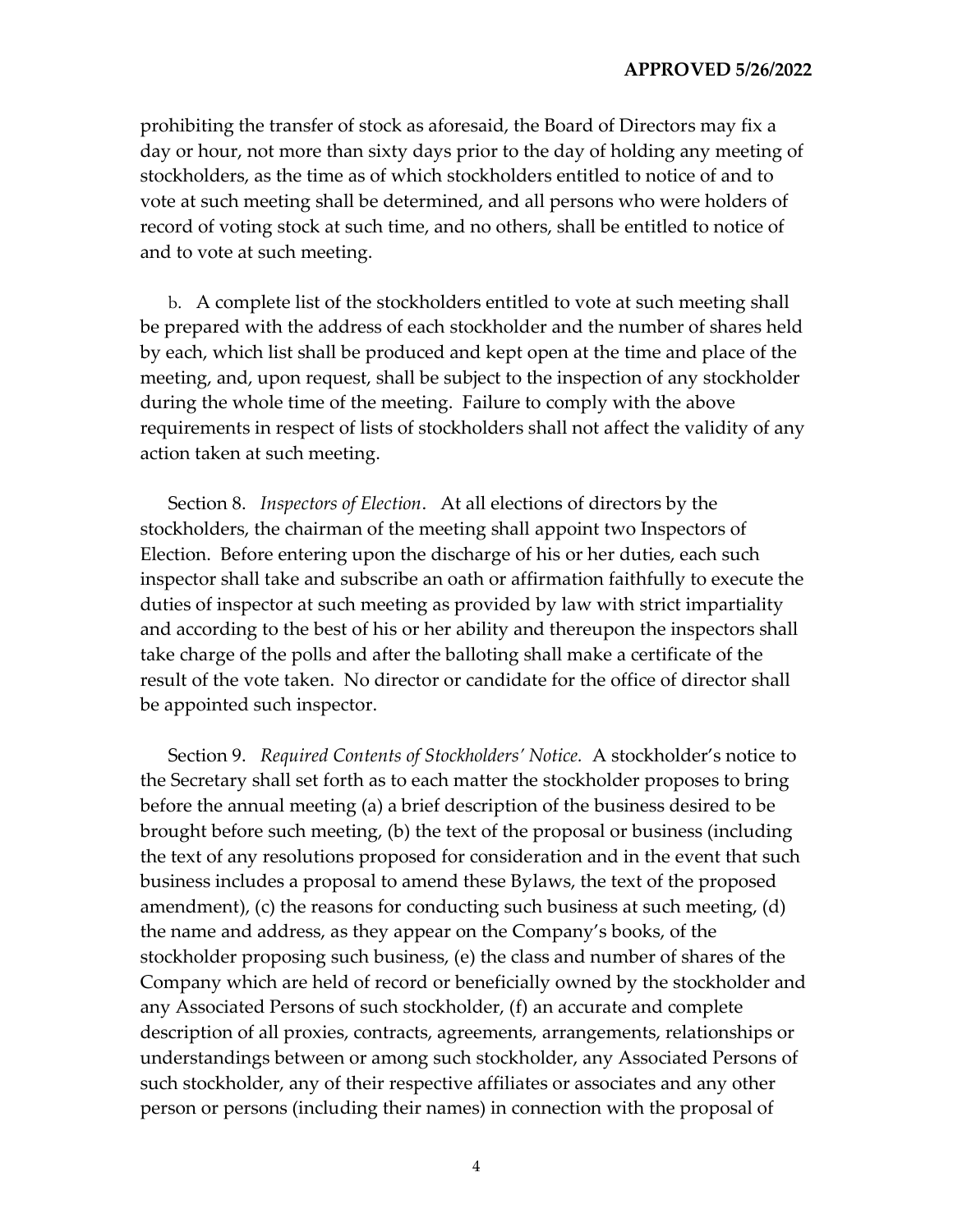prohibiting the transfer of stock as aforesaid, the Board of Directors may fix a day or hour, not more than sixty days prior to the day of holding any meeting of stockholders, as the time as of which stockholders entitled to notice of and to vote at such meeting shall be determined, and all persons who were holders of record of voting stock at such time, and no others, shall be entitled to notice of and to vote at such meeting.

b. A complete list of the stockholders entitled to vote at such meeting shall be prepared with the address of each stockholder and the number of shares held by each, which list shall be produced and kept open at the time and place of the meeting, and, upon request, shall be subject to the inspection of any stockholder during the whole time of the meeting. Failure to comply with the above requirements in respect of lists of stockholders shall not affect the validity of any action taken at such meeting.

Section 8. *Inspectors of Election*. At all elections of directors by the stockholders, the chairman of the meeting shall appoint two Inspectors of Election. Before entering upon the discharge of his or her duties, each such inspector shall take and subscribe an oath or affirmation faithfully to execute the duties of inspector at such meeting as provided by law with strict impartiality and according to the best of his or her ability and thereupon the inspectors shall take charge of the polls and after the balloting shall make a certificate of the result of the vote taken. No director or candidate for the office of director shall be appointed such inspector.

Section 9. *Required Contents of Stockholders' Notice.* A stockholder's notice to the Secretary shall set forth as to each matter the stockholder proposes to bring before the annual meeting (a) a brief description of the business desired to be brought before such meeting, (b) the text of the proposal or business (including the text of any resolutions proposed for consideration and in the event that such business includes a proposal to amend these Bylaws, the text of the proposed amendment), (c) the reasons for conducting such business at such meeting, (d) the name and address, as they appear on the Company's books, of the stockholder proposing such business, (e) the class and number of shares of the Company which are held of record or beneficially owned by the stockholder and any Associated Persons of such stockholder, (f) an accurate and complete description of all proxies, contracts, agreements, arrangements, relationships or understandings between or among such stockholder, any Associated Persons of such stockholder, any of their respective affiliates or associates and any other person or persons (including their names) in connection with the proposal of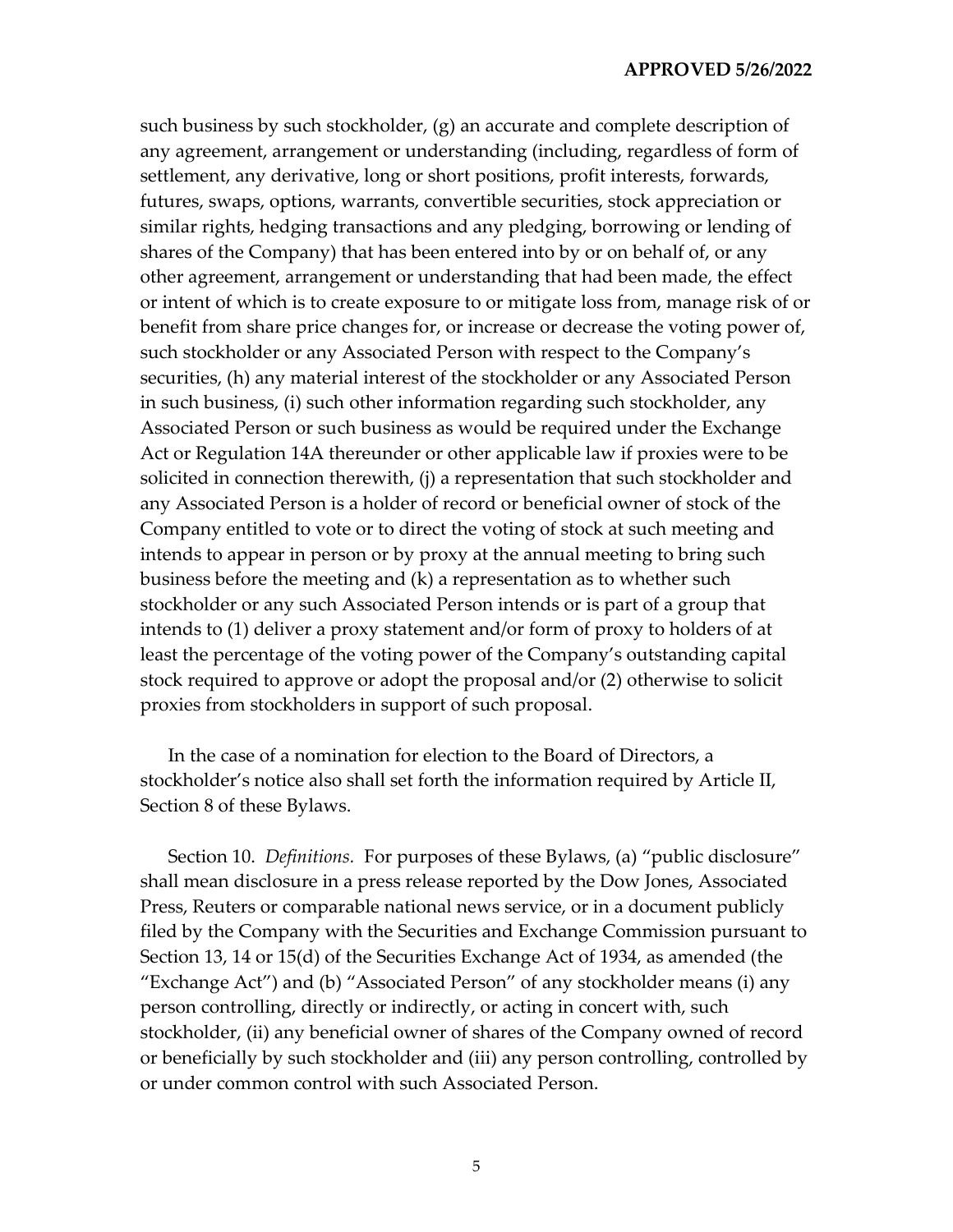such business by such stockholder, (g) an accurate and complete description of any agreement, arrangement or understanding (including, regardless of form of settlement, any derivative, long or short positions, profit interests, forwards, futures, swaps, options, warrants, convertible securities, stock appreciation or similar rights, hedging transactions and any pledging, borrowing or lending of shares of the Company) that has been entered into by or on behalf of, or any other agreement, arrangement or understanding that had been made, the effect or intent of which is to create exposure to or mitigate loss from, manage risk of or benefit from share price changes for, or increase or decrease the voting power of, such stockholder or any Associated Person with respect to the Company's securities, (h) any material interest of the stockholder or any Associated Person in such business, (i) such other information regarding such stockholder, any Associated Person or such business as would be required under the Exchange Act or Regulation 14A thereunder or other applicable law if proxies were to be solicited in connection therewith, (j) a representation that such stockholder and any Associated Person is a holder of record or beneficial owner of stock of the Company entitled to vote or to direct the voting of stock at such meeting and intends to appear in person or by proxy at the annual meeting to bring such business before the meeting and (k) a representation as to whether such stockholder or any such Associated Person intends or is part of a group that intends to (1) deliver a proxy statement and/or form of proxy to holders of at least the percentage of the voting power of the Company's outstanding capital stock required to approve or adopt the proposal and/or (2) otherwise to solicit proxies from stockholders in support of such proposal.

In the case of a nomination for election to the Board of Directors, a stockholder's notice also shall set forth the information required by Article II, Section 8 of these Bylaws.

Section 10. *Definitions.* For purposes of these Bylaws, (a) "public disclosure" shall mean disclosure in a press release reported by the Dow Jones, Associated Press, Reuters or comparable national news service, or in a document publicly filed by the Company with the Securities and Exchange Commission pursuant to Section 13, 14 or 15(d) of the Securities Exchange Act of 1934, as amended (the "Exchange Act") and (b) "Associated Person" of any stockholder means (i) any person controlling, directly or indirectly, or acting in concert with, such stockholder, (ii) any beneficial owner of shares of the Company owned of record or beneficially by such stockholder and (iii) any person controlling, controlled by or under common control with such Associated Person.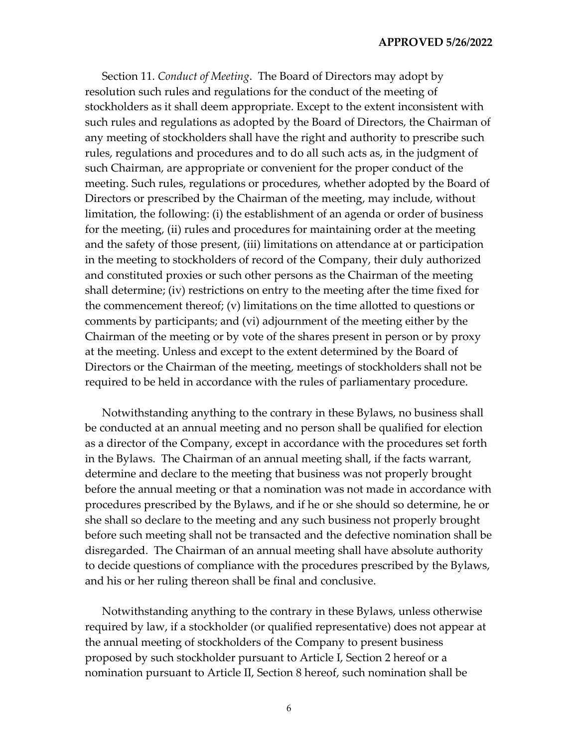Section 11. *Conduct of Meeting*. The Board of Directors may adopt by resolution such rules and regulations for the conduct of the meeting of stockholders as it shall deem appropriate. Except to the extent inconsistent with such rules and regulations as adopted by the Board of Directors, the Chairman of any meeting of stockholders shall have the right and authority to prescribe such rules, regulations and procedures and to do all such acts as, in the judgment of such Chairman, are appropriate or convenient for the proper conduct of the meeting. Such rules, regulations or procedures, whether adopted by the Board of Directors or prescribed by the Chairman of the meeting, may include, without limitation, the following: (i) the establishment of an agenda or order of business for the meeting, (ii) rules and procedures for maintaining order at the meeting and the safety of those present, (iii) limitations on attendance at or participation in the meeting to stockholders of record of the Company, their duly authorized and constituted proxies or such other persons as the Chairman of the meeting shall determine; (iv) restrictions on entry to the meeting after the time fixed for the commencement thereof; (v) limitations on the time allotted to questions or comments by participants; and (vi) adjournment of the meeting either by the Chairman of the meeting or by vote of the shares present in person or by proxy at the meeting. Unless and except to the extent determined by the Board of Directors or the Chairman of the meeting, meetings of stockholders shall not be required to be held in accordance with the rules of parliamentary procedure.

Notwithstanding anything to the contrary in these Bylaws, no business shall be conducted at an annual meeting and no person shall be qualified for election as a director of the Company, except in accordance with the procedures set forth in the Bylaws. The Chairman of an annual meeting shall, if the facts warrant, determine and declare to the meeting that business was not properly brought before the annual meeting or that a nomination was not made in accordance with procedures prescribed by the Bylaws, and if he or she should so determine, he or she shall so declare to the meeting and any such business not properly brought before such meeting shall not be transacted and the defective nomination shall be disregarded. The Chairman of an annual meeting shall have absolute authority to decide questions of compliance with the procedures prescribed by the Bylaws, and his or her ruling thereon shall be final and conclusive.

Notwithstanding anything to the contrary in these Bylaws, unless otherwise required by law, if a stockholder (or qualified representative) does not appear at the annual meeting of stockholders of the Company to present business proposed by such stockholder pursuant to Article I, Section 2 hereof or a nomination pursuant to Article II, Section 8 hereof, such nomination shall be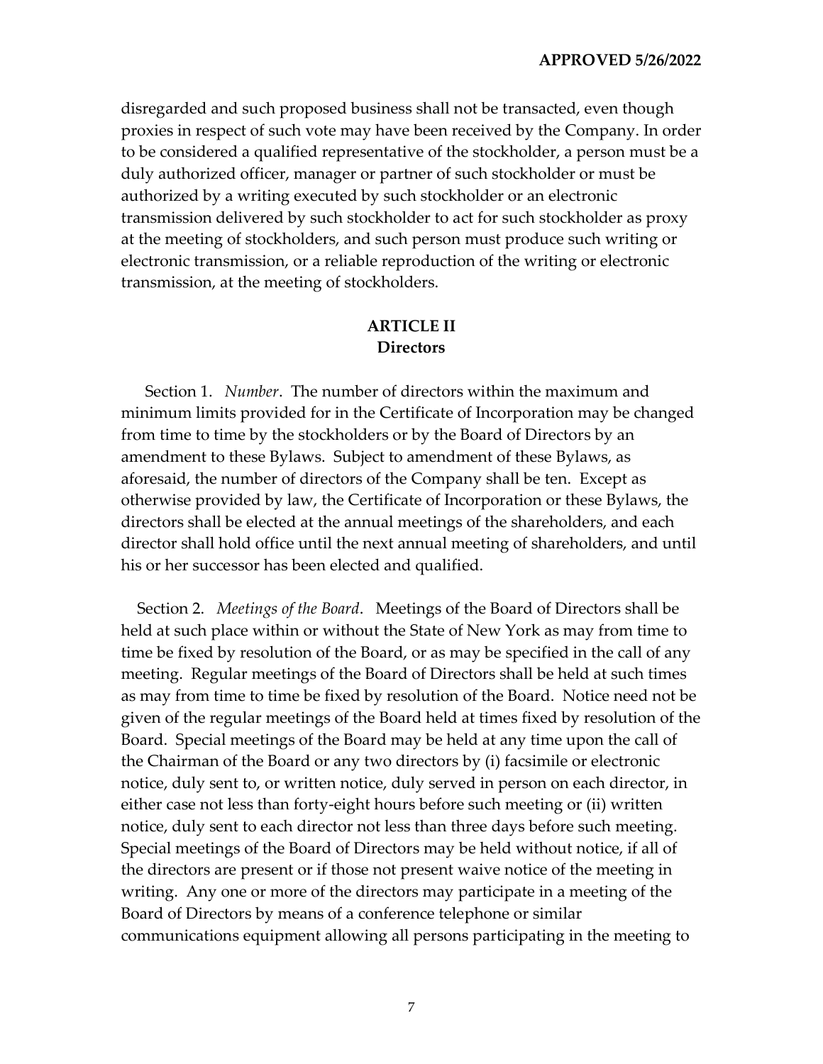disregarded and such proposed business shall not be transacted, even though proxies in respect of such vote may have been received by the Company. In order to be considered a qualified representative of the stockholder, a person must be a duly authorized officer, manager or partner of such stockholder or must be authorized by a writing executed by such stockholder or an electronic transmission delivered by such stockholder to act for such stockholder as proxy at the meeting of stockholders, and such person must produce such writing or electronic transmission, or a reliable reproduction of the writing or electronic transmission, at the meeting of stockholders.

## ARTICLE II
## Directors

Section 1. *Number*. The number of directors within the maximum and minimum limits provided for in the Certificate of Incorporation may be changed from time to time by the stockholders or by the Board of Directors by an amendment to these Bylaws. Subject to amendment of these Bylaws, as aforesaid, the number of directors of the Company shall be ten. Except as otherwise provided by law, the Certificate of Incorporation or these Bylaws, the directors shall be elected at the annual meetings of the shareholders, and each director shall hold office until the next annual meeting of shareholders, and until his or her successor has been elected and qualified.

Section 2. *Meetings of the Board*. Meetings of the Board of Directors shall be held at such place within or without the State of New York as may from time to time be fixed by resolution of the Board, or as may be specified in the call of any meeting. Regular meetings of the Board of Directors shall be held at such times as may from time to time be fixed by resolution of the Board. Notice need not be given of the regular meetings of the Board held at times fixed by resolution of the Board. Special meetings of the Board may be held at any time upon the call of the Chairman of the Board or any two directors by (i) facsimile or electronic notice, duly sent to, or written notice, duly served in person on each director, in either case not less than forty-eight hours before such meeting or (ii) written notice, duly sent to each director not less than three days before such meeting. Special meetings of the Board of Directors may be held without notice, if all of the directors are present or if those not present waive notice of the meeting in writing. Any one or more of the directors may participate in a meeting of the Board of Directors by means of a conference telephone or similar communications equipment allowing all persons participating in the meeting to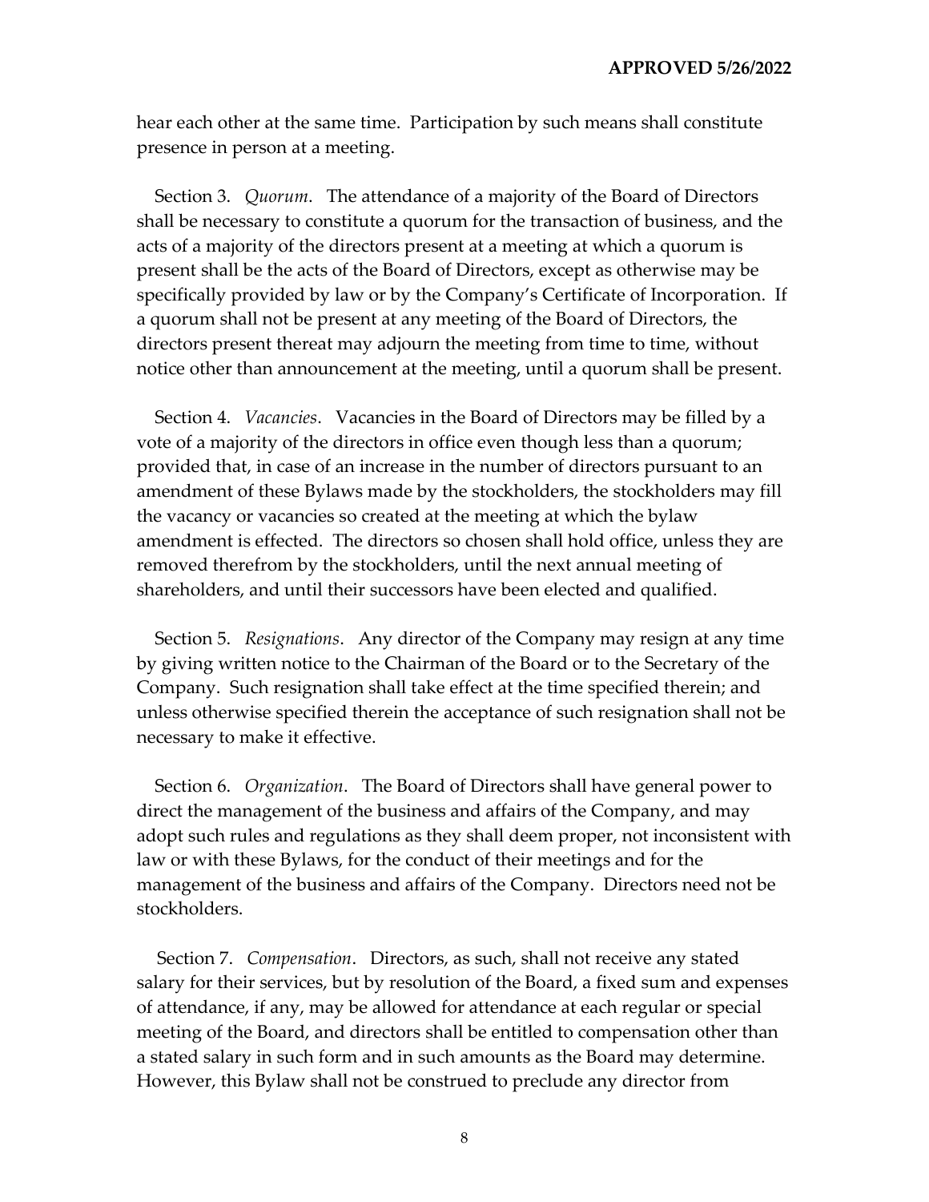hear each other at the same time. Participation by such means shall constitute presence in person at a meeting.

Section 3. *Quorum*. The attendance of a majority of the Board of Directors shall be necessary to constitute a quorum for the transaction of business, and the acts of a majority of the directors present at a meeting at which a quorum is present shall be the acts of the Board of Directors, except as otherwise may be specifically provided by law or by the Company's Certificate of Incorporation. If a quorum shall not be present at any meeting of the Board of Directors, the directors present thereat may adjourn the meeting from time to time, without notice other than announcement at the meeting, until a quorum shall be present.

Section 4. *Vacancies*. Vacancies in the Board of Directors may be filled by a vote of a majority of the directors in office even though less than a quorum; provided that, in case of an increase in the number of directors pursuant to an amendment of these Bylaws made by the stockholders, the stockholders may fill the vacancy or vacancies so created at the meeting at which the bylaw amendment is effected. The directors so chosen shall hold office, unless they are removed therefrom by the stockholders, until the next annual meeting of shareholders, and until their successors have been elected and qualified.

Section 5. *Resignations*. Any director of the Company may resign at any time by giving written notice to the Chairman of the Board or to the Secretary of the Company. Such resignation shall take effect at the time specified therein; and unless otherwise specified therein the acceptance of such resignation shall not be necessary to make it effective.

Section 6. *Organization*. The Board of Directors shall have general power to direct the management of the business and affairs of the Company, and may adopt such rules and regulations as they shall deem proper, not inconsistent with law or with these Bylaws, for the conduct of their meetings and for the management of the business and affairs of the Company. Directors need not be stockholders.

Section 7. *Compensation*. Directors, as such, shall not receive any stated salary for their services, but by resolution of the Board, a fixed sum and expenses of attendance, if any, may be allowed for attendance at each regular or special meeting of the Board, and directors shall be entitled to compensation other than a stated salary in such form and in such amounts as the Board may determine. However, this Bylaw shall not be construed to preclude any director from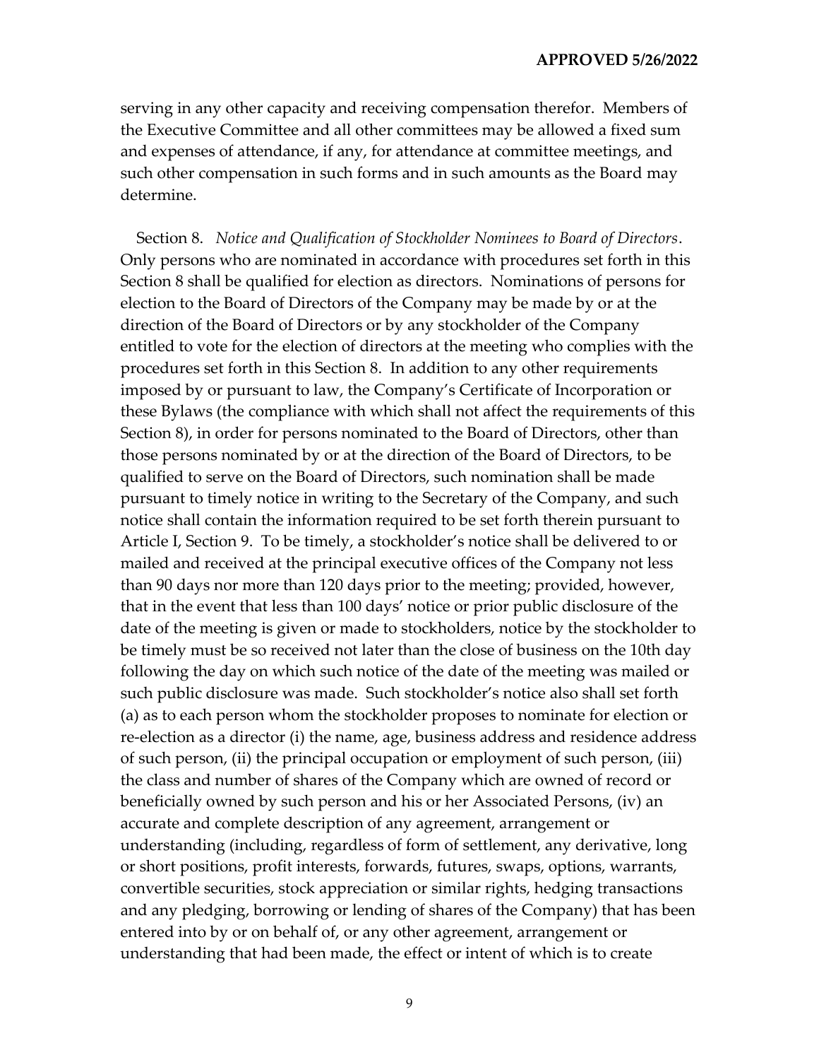serving in any other capacity and receiving compensation therefor. Members of the Executive Committee and all other committees may be allowed a fixed sum and expenses of attendance, if any, for attendance at committee meetings, and such other compensation in such forms and in such amounts as the Board may determine.

Section 8. *Notice and Qualification of Stockholder Nominees to Board of Directors*. Only persons who are nominated in accordance with procedures set forth in this Section 8 shall be qualified for election as directors. Nominations of persons for election to the Board of Directors of the Company may be made by or at the direction of the Board of Directors or by any stockholder of the Company entitled to vote for the election of directors at the meeting who complies with the procedures set forth in this Section 8. In addition to any other requirements imposed by or pursuant to law, the Company's Certificate of Incorporation or these Bylaws (the compliance with which shall not affect the requirements of this Section 8), in order for persons nominated to the Board of Directors, other than those persons nominated by or at the direction of the Board of Directors, to be qualified to serve on the Board of Directors, such nomination shall be made pursuant to timely notice in writing to the Secretary of the Company, and such notice shall contain the information required to be set forth therein pursuant to Article I, Section 9. To be timely, a stockholder's notice shall be delivered to or mailed and received at the principal executive offices of the Company not less than 90 days nor more than 120 days prior to the meeting; provided, however, that in the event that less than 100 days' notice or prior public disclosure of the date of the meeting is given or made to stockholders, notice by the stockholder to be timely must be so received not later than the close of business on the 10th day following the day on which such notice of the date of the meeting was mailed or such public disclosure was made. Such stockholder's notice also shall set forth (a) as to each person whom the stockholder proposes to nominate for election or re-election as a director (i) the name, age, business address and residence address of such person, (ii) the principal occupation or employment of such person, (iii) the class and number of shares of the Company which are owned of record or beneficially owned by such person and his or her Associated Persons, (iv) an accurate and complete description of any agreement, arrangement or understanding (including, regardless of form of settlement, any derivative, long or short positions, profit interests, forwards, futures, swaps, options, warrants, convertible securities, stock appreciation or similar rights, hedging transactions and any pledging, borrowing or lending of shares of the Company) that has been entered into by or on behalf of, or any other agreement, arrangement or understanding that had been made, the effect or intent of which is to create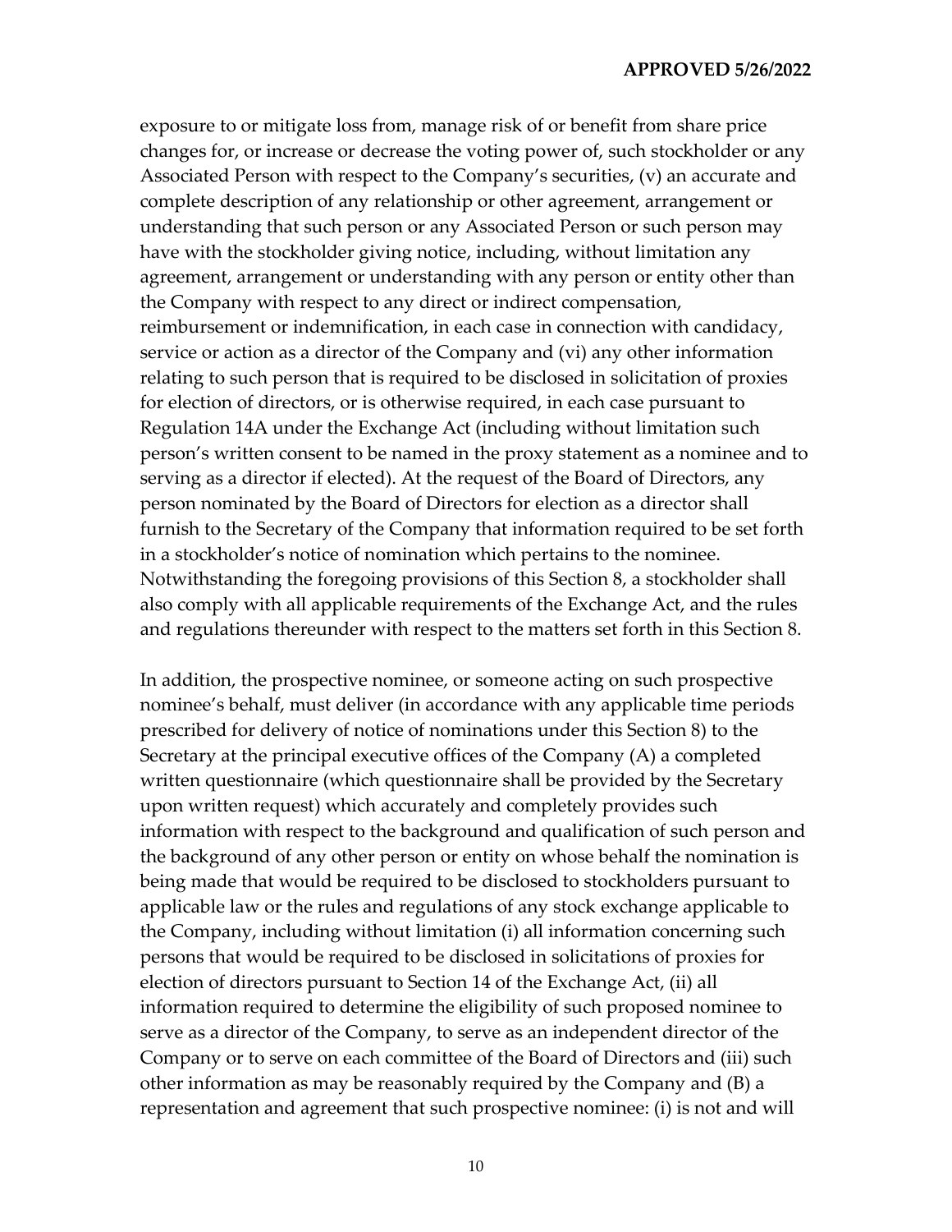exposure to or mitigate loss from, manage risk of or benefit from share price changes for, or increase or decrease the voting power of, such stockholder or any Associated Person with respect to the Company's securities, (v) an accurate and complete description of any relationship or other agreement, arrangement or understanding that such person or any Associated Person or such person may have with the stockholder giving notice, including, without limitation any agreement, arrangement or understanding with any person or entity other than the Company with respect to any direct or indirect compensation, reimbursement or indemnification, in each case in connection with candidacy, service or action as a director of the Company and (vi) any other information relating to such person that is required to be disclosed in solicitation of proxies for election of directors, or is otherwise required, in each case pursuant to Regulation 14A under the Exchange Act (including without limitation such person's written consent to be named in the proxy statement as a nominee and to serving as a director if elected). At the request of the Board of Directors, any person nominated by the Board of Directors for election as a director shall furnish to the Secretary of the Company that information required to be set forth in a stockholder's notice of nomination which pertains to the nominee. Notwithstanding the foregoing provisions of this Section 8, a stockholder shall also comply with all applicable requirements of the Exchange Act, and the rules and regulations thereunder with respect to the matters set forth in this Section 8.

In addition, the prospective nominee, or someone acting on such prospective nominee's behalf, must deliver (in accordance with any applicable time periods prescribed for delivery of notice of nominations under this Section 8) to the Secretary at the principal executive offices of the Company (A) a completed written questionnaire (which questionnaire shall be provided by the Secretary upon written request) which accurately and completely provides such information with respect to the background and qualification of such person and the background of any other person or entity on whose behalf the nomination is being made that would be required to be disclosed to stockholders pursuant to applicable law or the rules and regulations of any stock exchange applicable to the Company, including without limitation (i) all information concerning such persons that would be required to be disclosed in solicitations of proxies for election of directors pursuant to Section 14 of the Exchange Act, (ii) all information required to determine the eligibility of such proposed nominee to serve as a director of the Company, to serve as an independent director of the Company or to serve on each committee of the Board of Directors and (iii) such other information as may be reasonably required by the Company and (B) a representation and agreement that such prospective nominee: (i) is not and will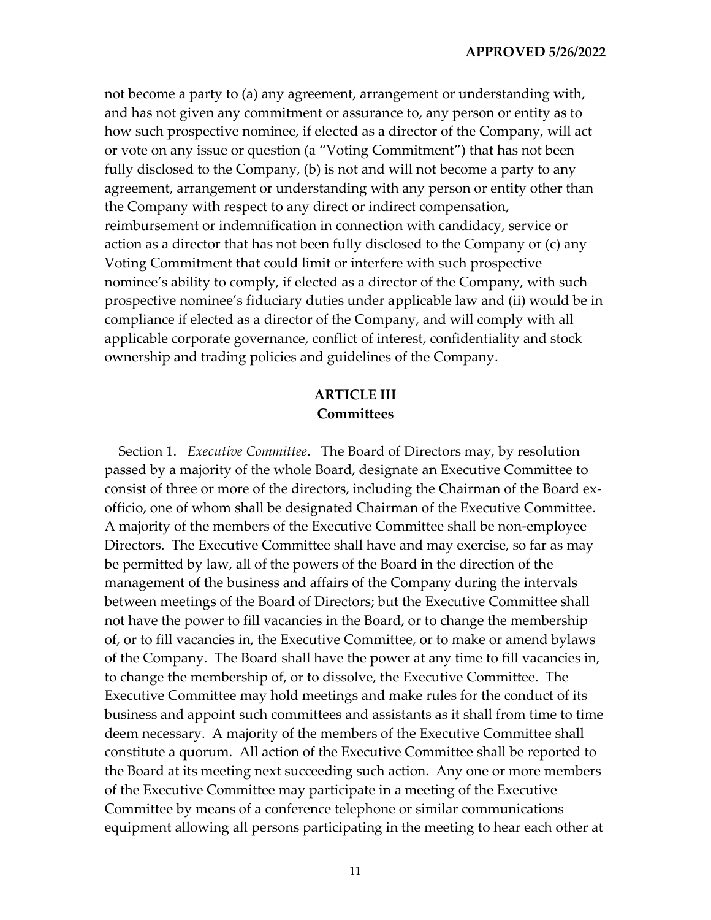not become a party to (a) any agreement, arrangement or understanding with, and has not given any commitment or assurance to, any person or entity as to how such prospective nominee, if elected as a director of the Company, will act or vote on any issue or question (a "Voting Commitment") that has not been fully disclosed to the Company, (b) is not and will not become a party to any agreement, arrangement or understanding with any person or entity other than the Company with respect to any direct or indirect compensation, reimbursement or indemnification in connection with candidacy, service or action as a director that has not been fully disclosed to the Company or (c) any Voting Commitment that could limit or interfere with such prospective nominee's ability to comply, if elected as a director of the Company, with such prospective nominee's fiduciary duties under applicable law and (ii) would be in compliance if elected as a director of the Company, and will comply with all applicable corporate governance, conflict of interest, confidentiality and stock ownership and trading policies and guidelines of the Company.

## ARTICLE III
## Committees

Section 1. *Executive Committee*. The Board of Directors may, by resolution passed by a majority of the whole Board, designate an Executive Committee to consist of three or more of the directors, including the Chairman of the Board ex-officio, one of whom shall be designated Chairman of the Executive Committee. A majority of the members of the Executive Committee shall be non-employee Directors. The Executive Committee shall have and may exercise, so far as may be permitted by law, all of the powers of the Board in the direction of the management of the business and affairs of the Company during the intervals between meetings of the Board of Directors; but the Executive Committee shall not have the power to fill vacancies in the Board, or to change the membership of, or to fill vacancies in, the Executive Committee, or to make or amend bylaws of the Company. The Board shall have the power at any time to fill vacancies in, to change the membership of, or to dissolve, the Executive Committee. The Executive Committee may hold meetings and make rules for the conduct of its business and appoint such committees and assistants as it shall from time to time deem necessary. A majority of the members of the Executive Committee shall constitute a quorum. All action of the Executive Committee shall be reported to the Board at its meeting next succeeding such action. Any one or more members of the Executive Committee may participate in a meeting of the Executive Committee by means of a conference telephone or similar communications equipment allowing all persons participating in the meeting to hear each other at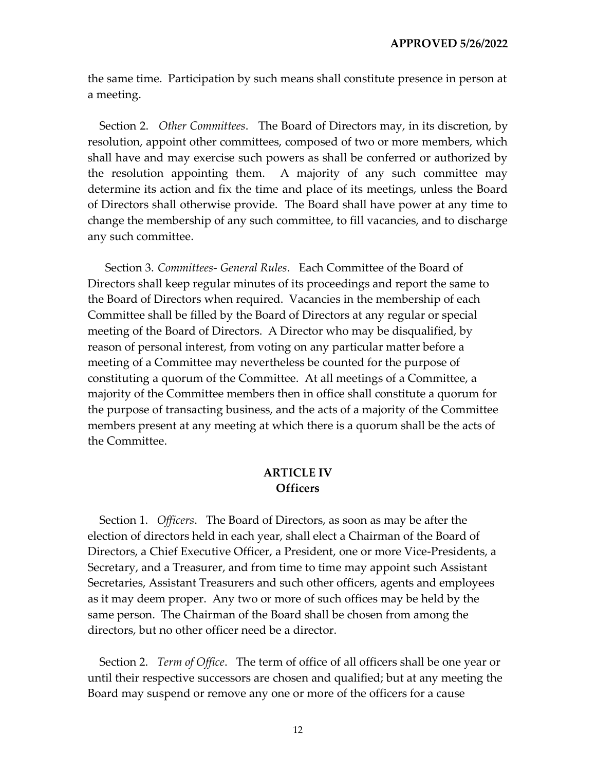the same time. Participation by such means shall constitute presence in person at a meeting.

Section 2. *Other Committees*. The Board of Directors may, in its discretion, by resolution, appoint other committees, composed of two or more members, which shall have and may exercise such powers as shall be conferred or authorized by the resolution appointing them. A majority of any such committee may determine its action and fix the time and place of its meetings, unless the Board of Directors shall otherwise provide. The Board shall have power at any time to change the membership of any such committee, to fill vacancies, and to discharge any such committee.

Section 3. *Committees- General Rules*. Each Committee of the Board of Directors shall keep regular minutes of its proceedings and report the same to the Board of Directors when required. Vacancies in the membership of each Committee shall be filled by the Board of Directors at any regular or special meeting of the Board of Directors. A Director who may be disqualified, by reason of personal interest, from voting on any particular matter before a meeting of a Committee may nevertheless be counted for the purpose of constituting a quorum of the Committee. At all meetings of a Committee, a majority of the Committee members then in office shall constitute a quorum for the purpose of transacting business, and the acts of a majority of the Committee members present at any meeting at which there is a quorum shall be the acts of the Committee.

## ARTICLE IV
## Officers

Section 1. *Officers*. The Board of Directors, as soon as may be after the election of directors held in each year, shall elect a Chairman of the Board of Directors, a Chief Executive Officer, a President, one or more Vice-Presidents, a Secretary, and a Treasurer, and from time to time may appoint such Assistant Secretaries, Assistant Treasurers and such other officers, agents and employees as it may deem proper. Any two or more of such offices may be held by the same person. The Chairman of the Board shall be chosen from among the directors, but no other officer need be a director.

Section 2. *Term of Office*. The term of office of all officers shall be one year or until their respective successors are chosen and qualified; but at any meeting the Board may suspend or remove any one or more of the officers for a cause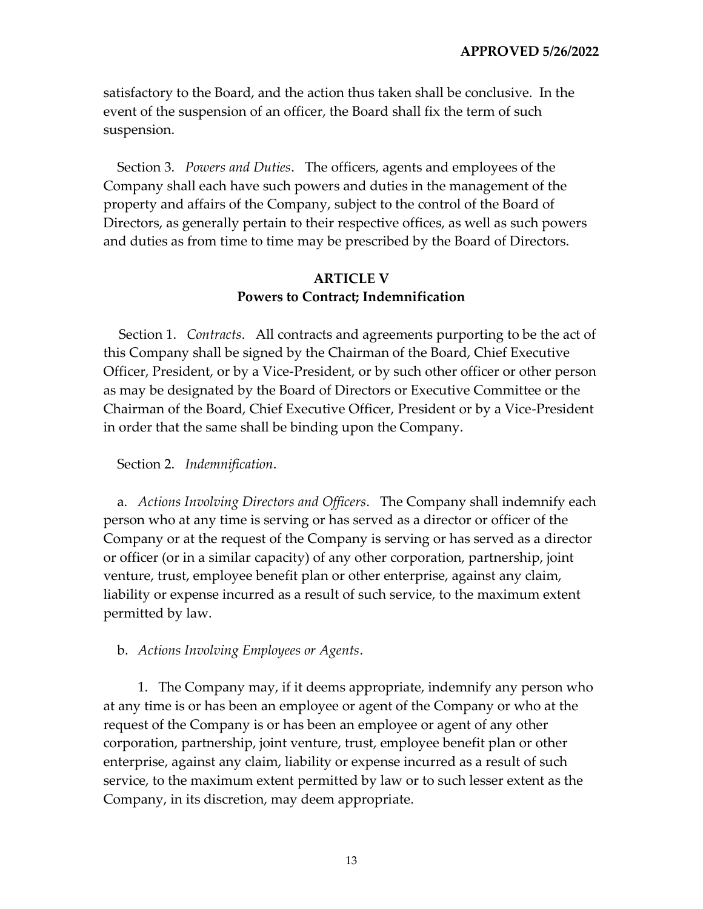satisfactory to the Board, and the action thus taken shall be conclusive. In the event of the suspension of an officer, the Board shall fix the term of such suspension.

Section 3. *Powers and Duties*. The officers, agents and employees of the Company shall each have such powers and duties in the management of the property and affairs of the Company, subject to the control of the Board of Directors, as generally pertain to their respective offices, as well as such powers and duties as from time to time may be prescribed by the Board of Directors.

## ARTICLE V
## Powers to Contract; Indemnification

Section 1. *Contracts*. All contracts and agreements purporting to be the act of this Company shall be signed by the Chairman of the Board, Chief Executive Officer, President, or by a Vice-President, or by such other officer or other person as may be designated by the Board of Directors or Executive Committee or the Chairman of the Board, Chief Executive Officer, President or by a Vice-President in order that the same shall be binding upon the Company.

Section 2. *Indemnification*.

a. *Actions Involving Directors and Officers*. The Company shall indemnify each person who at any time is serving or has served as a director or officer of the Company or at the request of the Company is serving or has served as a director or officer (or in a similar capacity) of any other corporation, partnership, joint venture, trust, employee benefit plan or other enterprise, against any claim, liability or expense incurred as a result of such service, to the maximum extent permitted by law.

b. *Actions Involving Employees or Agents*.

1. The Company may, if it deems appropriate, indemnify any person who at any time is or has been an employee or agent of the Company or who at the request of the Company is or has been an employee or agent of any other corporation, partnership, joint venture, trust, employee benefit plan or other enterprise, against any claim, liability or expense incurred as a result of such service, to the maximum extent permitted by law or to such lesser extent as the Company, in its discretion, may deem appropriate.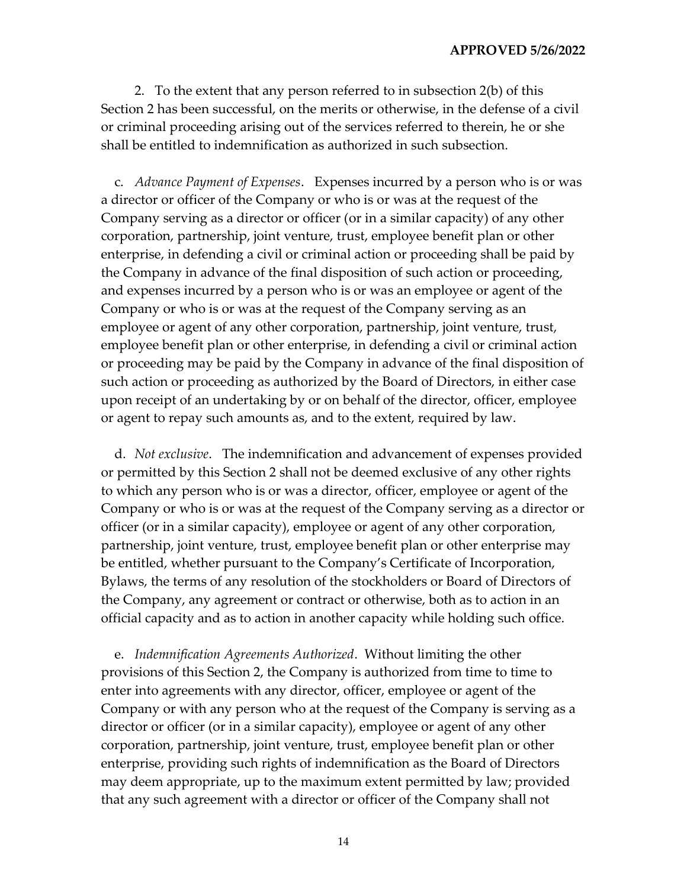2. To the extent that any person referred to in subsection 2(b) of this Section 2 has been successful, on the merits or otherwise, in the defense of a civil or criminal proceeding arising out of the services referred to therein, he or she shall be entitled to indemnification as authorized in such subsection.

c. *Advance Payment of Expenses*. Expenses incurred by a person who is or was a director or officer of the Company or who is or was at the request of the Company serving as a director or officer (or in a similar capacity) of any other corporation, partnership, joint venture, trust, employee benefit plan or other enterprise, in defending a civil or criminal action or proceeding shall be paid by the Company in advance of the final disposition of such action or proceeding, and expenses incurred by a person who is or was an employee or agent of the Company or who is or was at the request of the Company serving as an employee or agent of any other corporation, partnership, joint venture, trust, employee benefit plan or other enterprise, in defending a civil or criminal action or proceeding may be paid by the Company in advance of the final disposition of such action or proceeding as authorized by the Board of Directors, in either case upon receipt of an undertaking by or on behalf of the director, officer, employee or agent to repay such amounts as, and to the extent, required by law.

d. *Not exclusive*. The indemnification and advancement of expenses provided or permitted by this Section 2 shall not be deemed exclusive of any other rights to which any person who is or was a director, officer, employee or agent of the Company or who is or was at the request of the Company serving as a director or officer (or in a similar capacity), employee or agent of any other corporation, partnership, joint venture, trust, employee benefit plan or other enterprise may be entitled, whether pursuant to the Company's Certificate of Incorporation, Bylaws, the terms of any resolution of the stockholders or Board of Directors of the Company, any agreement or contract or otherwise, both as to action in an official capacity and as to action in another capacity while holding such office.

e. *Indemnification Agreements Authorized*. Without limiting the other provisions of this Section 2, the Company is authorized from time to time to enter into agreements with any director, officer, employee or agent of the Company or with any person who at the request of the Company is serving as a director or officer (or in a similar capacity), employee or agent of any other corporation, partnership, joint venture, trust, employee benefit plan or other enterprise, providing such rights of indemnification as the Board of Directors may deem appropriate, up to the maximum extent permitted by law; provided that any such agreement with a director or officer of the Company shall not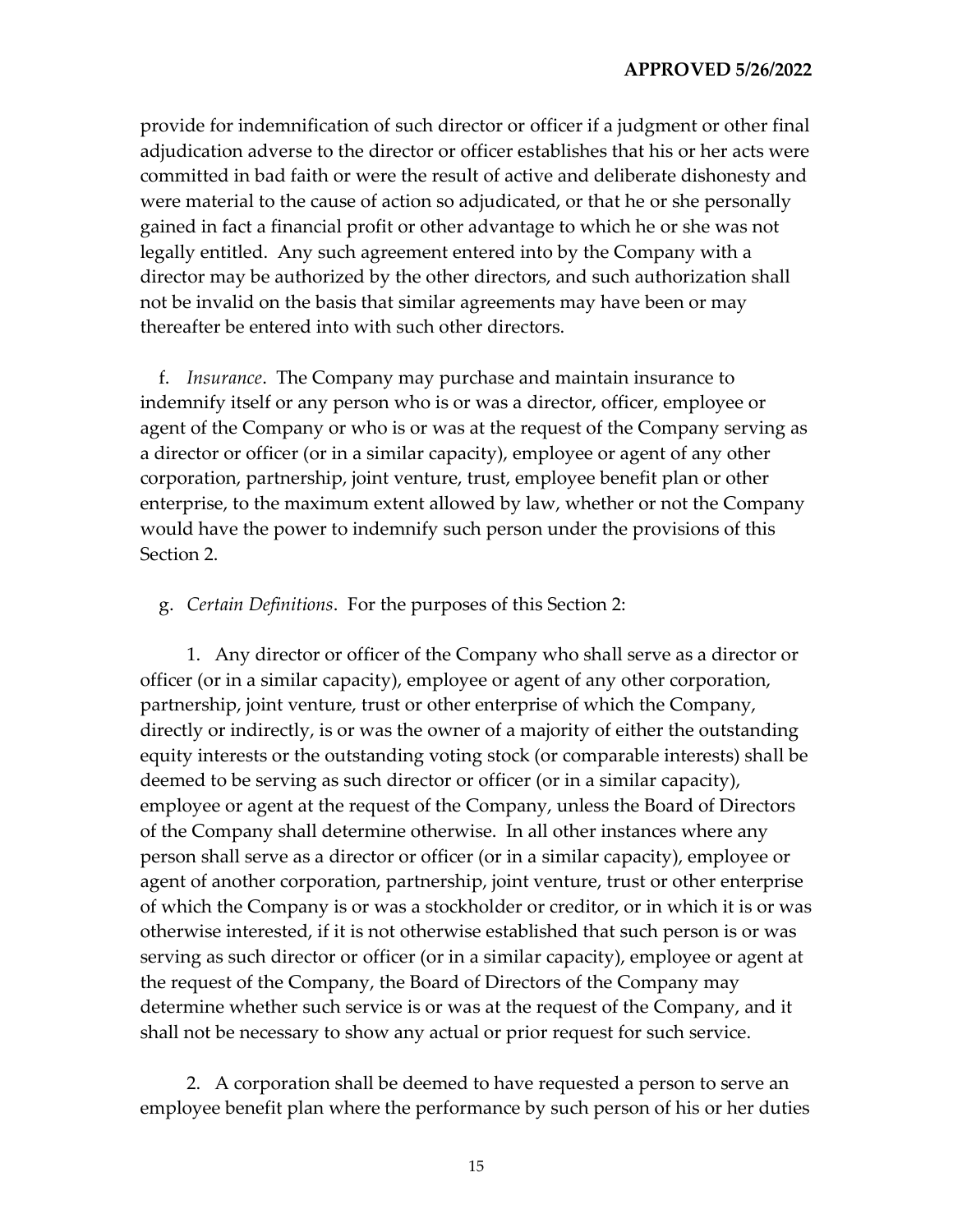provide for indemnification of such director or officer if a judgment or other final adjudication adverse to the director or officer establishes that his or her acts were committed in bad faith or were the result of active and deliberate dishonesty and were material to the cause of action so adjudicated, or that he or she personally gained in fact a financial profit or other advantage to which he or she was not legally entitled. Any such agreement entered into by the Company with a director may be authorized by the other directors, and such authorization shall not be invalid on the basis that similar agreements may have been or may thereafter be entered into with such other directors.

f. *Insurance*. The Company may purchase and maintain insurance to indemnify itself or any person who is or was a director, officer, employee or agent of the Company or who is or was at the request of the Company serving as a director or officer (or in a similar capacity), employee or agent of any other corporation, partnership, joint venture, trust, employee benefit plan or other enterprise, to the maximum extent allowed by law, whether or not the Company would have the power to indemnify such person under the provisions of this Section 2.

g. *Certain Definitions*. For the purposes of this Section 2:

1. Any director or officer of the Company who shall serve as a director or officer (or in a similar capacity), employee or agent of any other corporation, partnership, joint venture, trust or other enterprise of which the Company, directly or indirectly, is or was the owner of a majority of either the outstanding equity interests or the outstanding voting stock (or comparable interests) shall be deemed to be serving as such director or officer (or in a similar capacity), employee or agent at the request of the Company, unless the Board of Directors of the Company shall determine otherwise. In all other instances where any person shall serve as a director or officer (or in a similar capacity), employee or agent of another corporation, partnership, joint venture, trust or other enterprise of which the Company is or was a stockholder or creditor, or in which it is or was otherwise interested, if it is not otherwise established that such person is or was serving as such director or officer (or in a similar capacity), employee or agent at the request of the Company, the Board of Directors of the Company may determine whether such service is or was at the request of the Company, and it shall not be necessary to show any actual or prior request for such service.

2. A corporation shall be deemed to have requested a person to serve an employee benefit plan where the performance by such person of his or her duties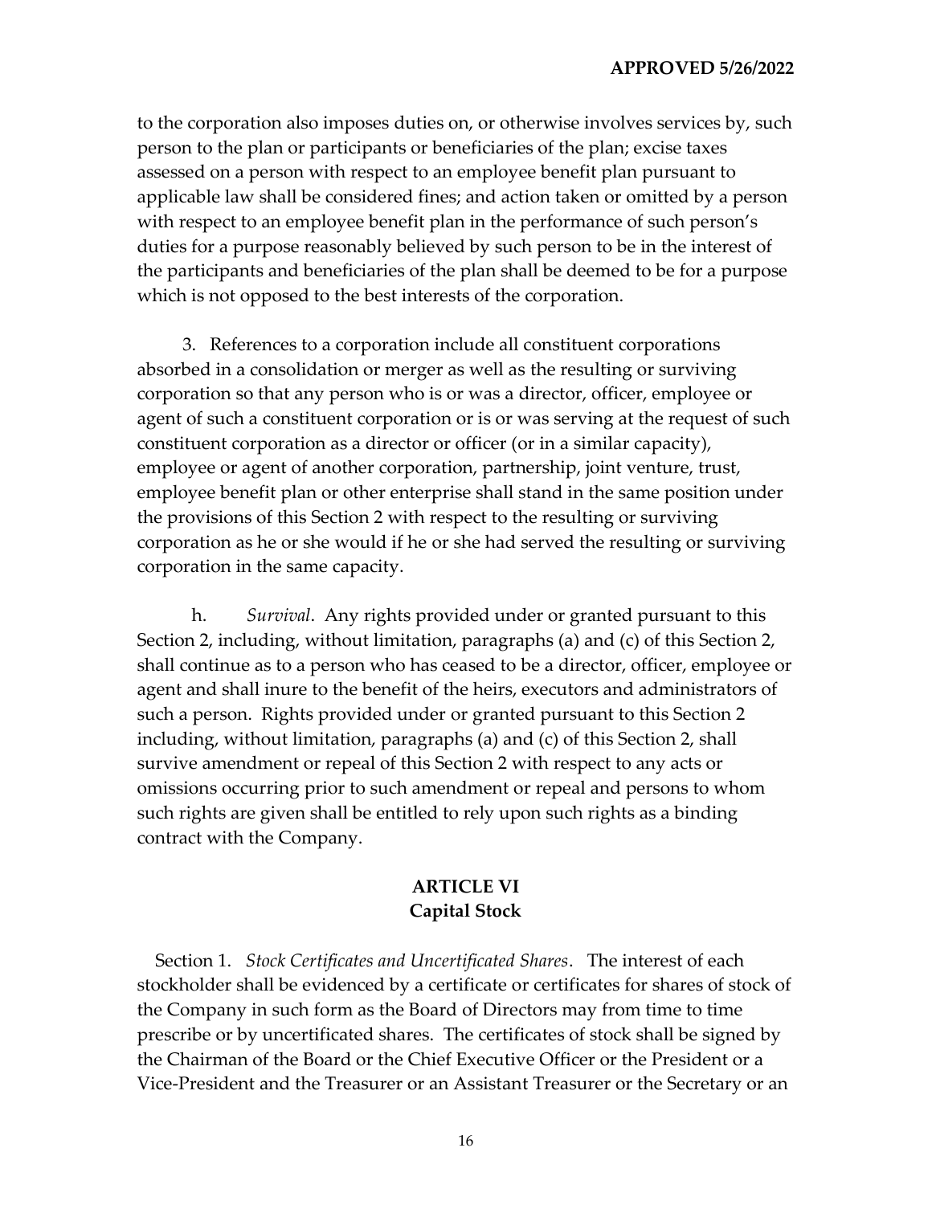to the corporation also imposes duties on, or otherwise involves services by, such person to the plan or participants or beneficiaries of the plan; excise taxes assessed on a person with respect to an employee benefit plan pursuant to applicable law shall be considered fines; and action taken or omitted by a person with respect to an employee benefit plan in the performance of such person's duties for a purpose reasonably believed by such person to be in the interest of the participants and beneficiaries of the plan shall be deemed to be for a purpose which is not opposed to the best interests of the corporation.

3. References to a corporation include all constituent corporations absorbed in a consolidation or merger as well as the resulting or surviving corporation so that any person who is or was a director, officer, employee or agent of such a constituent corporation or is or was serving at the request of such constituent corporation as a director or officer (or in a similar capacity), employee or agent of another corporation, partnership, joint venture, trust, employee benefit plan or other enterprise shall stand in the same position under the provisions of this Section 2 with respect to the resulting or surviving corporation as he or she would if he or she had served the resulting or surviving corporation in the same capacity.

h. *Survival*. Any rights provided under or granted pursuant to this Section 2, including, without limitation, paragraphs (a) and (c) of this Section 2, shall continue as to a person who has ceased to be a director, officer, employee or agent and shall inure to the benefit of the heirs, executors and administrators of such a person. Rights provided under or granted pursuant to this Section 2 including, without limitation, paragraphs (a) and (c) of this Section 2, shall survive amendment or repeal of this Section 2 with respect to any acts or omissions occurring prior to such amendment or repeal and persons to whom such rights are given shall be entitled to rely upon such rights as a binding contract with the Company.

## ARTICLE VI
## Capital Stock

Section 1. *Stock Certificates and Uncertificated Shares*. The interest of each stockholder shall be evidenced by a certificate or certificates for shares of stock of the Company in such form as the Board of Directors may from time to time prescribe or by uncertificated shares. The certificates of stock shall be signed by the Chairman of the Board or the Chief Executive Officer or the President or a Vice-President and the Treasurer or an Assistant Treasurer or the Secretary or an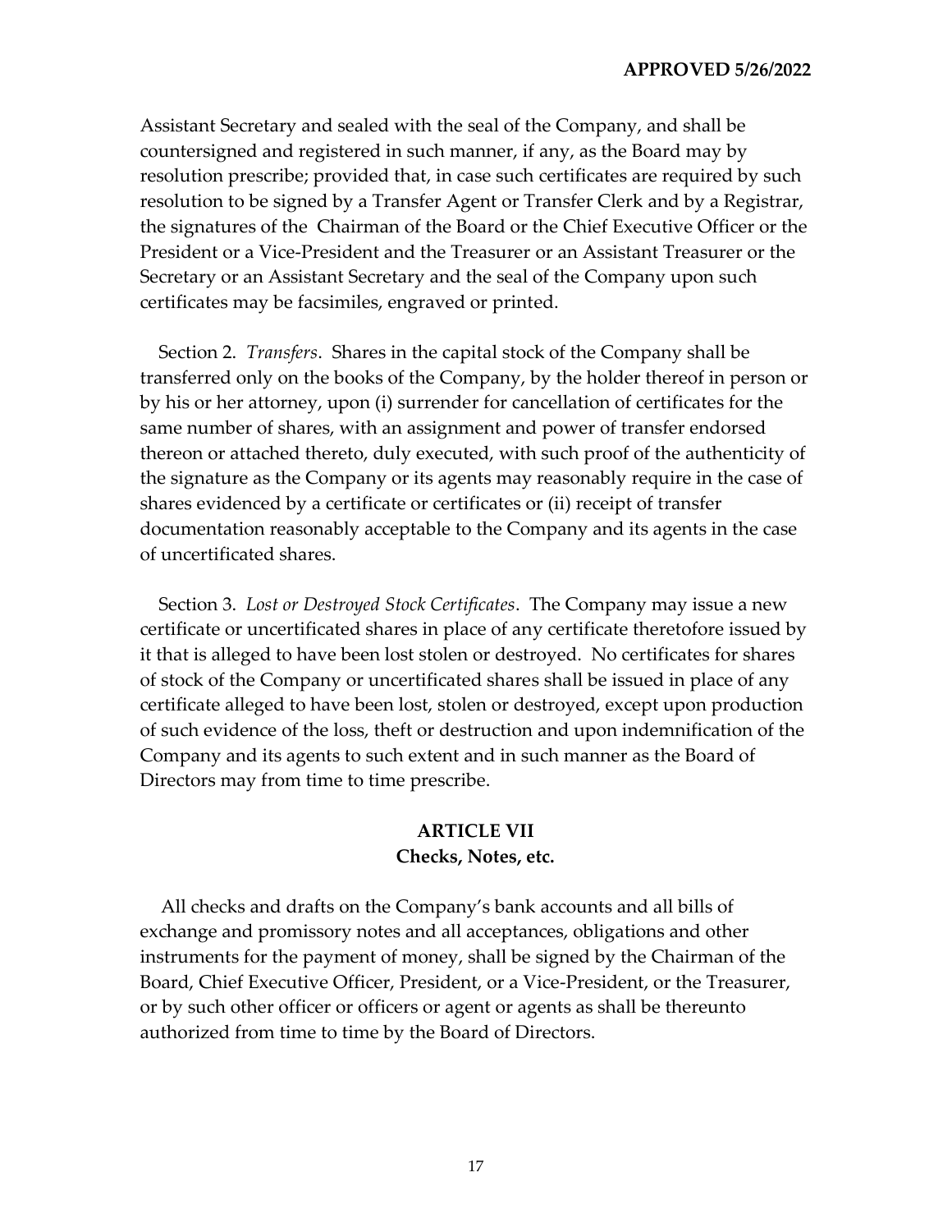Assistant Secretary and sealed with the seal of the Company, and shall be countersigned and registered in such manner, if any, as the Board may by resolution prescribe; provided that, in case such certificates are required by such resolution to be signed by a Transfer Agent or Transfer Clerk and by a Registrar, the signatures of the Chairman of the Board or the Chief Executive Officer or the President or a Vice-President and the Treasurer or an Assistant Treasurer or the Secretary or an Assistant Secretary and the seal of the Company upon such certificates may be facsimiles, engraved or printed.

Section 2. *Transfers*. Shares in the capital stock of the Company shall be transferred only on the books of the Company, by the holder thereof in person or by his or her attorney, upon (i) surrender for cancellation of certificates for the same number of shares, with an assignment and power of transfer endorsed thereon or attached thereto, duly executed, with such proof of the authenticity of the signature as the Company or its agents may reasonably require in the case of shares evidenced by a certificate or certificates or (ii) receipt of transfer documentation reasonably acceptable to the Company and its agents in the case of uncertificated shares.

Section 3. *Lost or Destroyed Stock Certificates*. The Company may issue a new certificate or uncertificated shares in place of any certificate theretofore issued by it that is alleged to have been lost stolen or destroyed. No certificates for shares of stock of the Company or uncertificated shares shall be issued in place of any certificate alleged to have been lost, stolen or destroyed, except upon production of such evidence of the loss, theft or destruction and upon indemnification of the Company and its agents to such extent and in such manner as the Board of Directors may from time to time prescribe.

## ARTICLE VII
## Checks, Notes, etc.

All checks and drafts on the Company's bank accounts and all bills of exchange and promissory notes and all acceptances, obligations and other instruments for the payment of money, shall be signed by the Chairman of the Board, Chief Executive Officer, President, or a Vice-President, or the Treasurer, or by such other officer or officers or agent or agents as shall be thereunto authorized from time to time by the Board of Directors.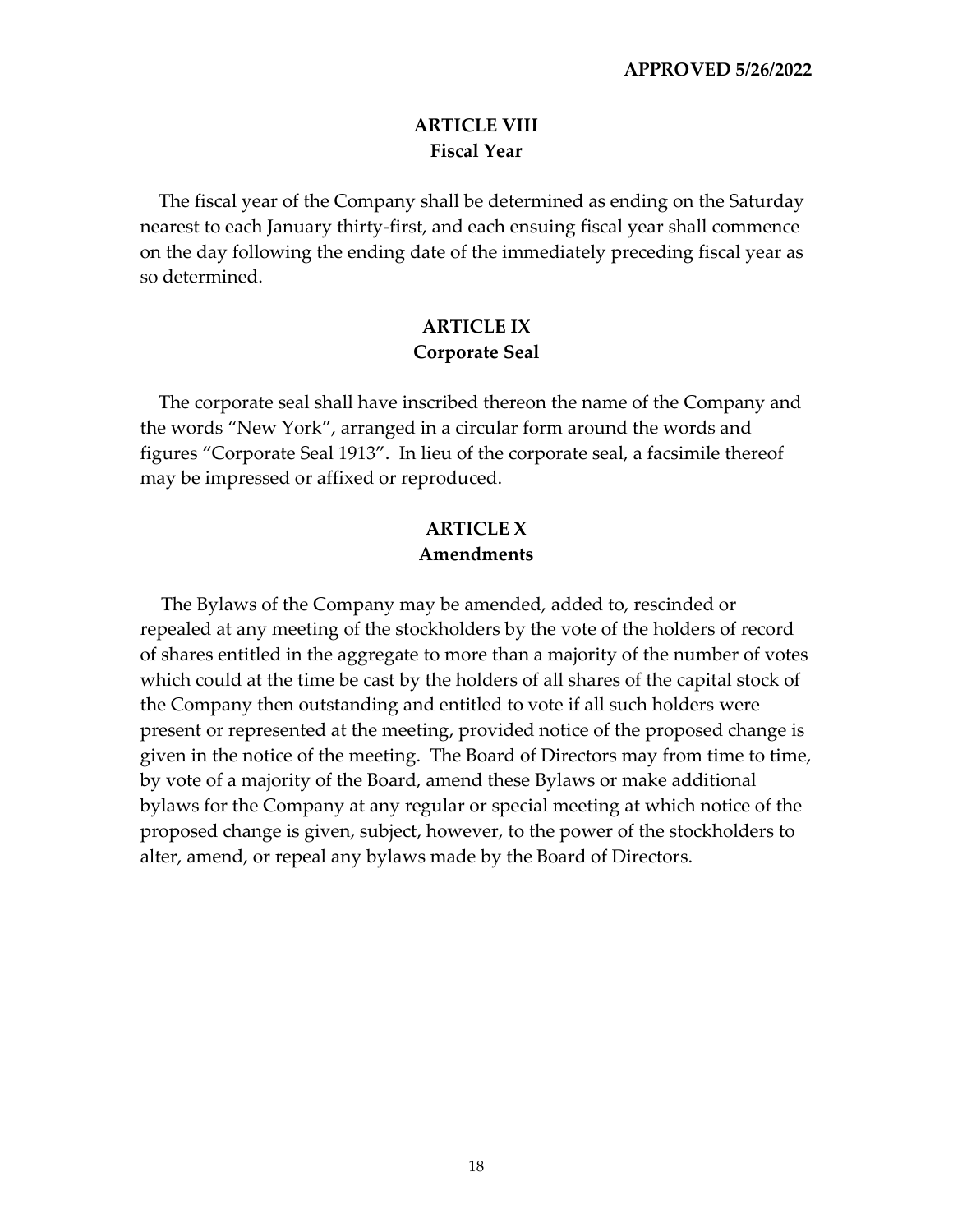## ARTICLE VIII
### Fiscal Year

The fiscal year of the Company shall be determined as ending on the Saturday nearest to each January thirty-first, and each ensuing fiscal year shall commence on the day following the ending date of the immediately preceding fiscal year as so determined.

## ARTICLE IX
### Corporate Seal

The corporate seal shall have inscribed thereon the name of the Company and the words "New York", arranged in a circular form around the words and figures "Corporate Seal 1913". In lieu of the corporate seal, a facsimile thereof may be impressed or affixed or reproduced.

## ARTICLE X
### Amendments

The Bylaws of the Company may be amended, added to, rescinded or repealed at any meeting of the stockholders by the vote of the holders of record of shares entitled in the aggregate to more than a majority of the number of votes which could at the time be cast by the holders of all shares of the capital stock of the Company then outstanding and entitled to vote if all such holders were present or represented at the meeting, provided notice of the proposed change is given in the notice of the meeting. The Board of Directors may from time to time, by vote of a majority of the Board, amend these Bylaws or make additional bylaws for the Company at any regular or special meeting at which notice of the proposed change is given, subject, however, to the power of the stockholders to alter, amend, or repeal any bylaws made by the Board of Directors.